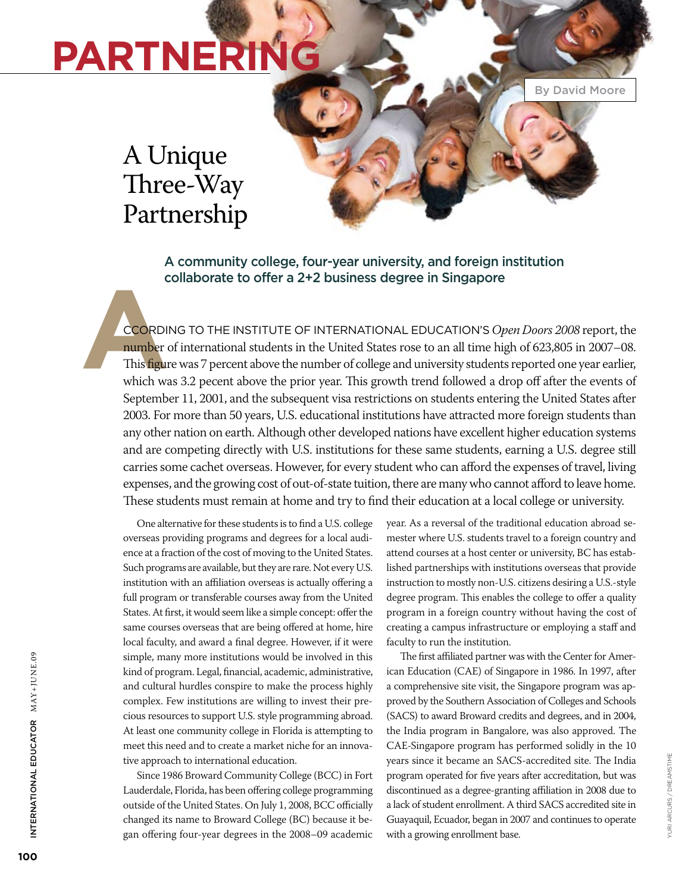# PARTNERING

# A Unique Three-Way Partnership

By David Moore

### A community college, four-year university, and foreign institution collaborate to offer a 2+2 business degree in Singapore

ACCORDING TO THE INSTITUTE OF INTERNATIONAL EDUCATION'S *Open Doors 2008* report, the number of international students in the United States rose to an all time high of 623,805 in 2007–08. This figure was 7 percent above the number of college and university students reported one year earlier, which was 3.2 pecent above the prior year. This growth trend followed a drop off after the events of September 11, 2001, and the subsequent visa restrictions on students entering the United States after 2003. For more than 50 years, U.S. educational institutions have attracted more foreign students than any other nation on earth. Although other developed nations have excellent higher education systems and are competing directly with U.S. institutions for these same students, earning a U.S. degree still carries some cachet overseas. However, for every student who can afford the expenses of travel, living expenses, and the growing cost of out-of-state tuition, there are many who cannot afford to leave home. These students must remain at home and try to find their education at a local college or university.

One alternative for these students is to find a U.S. college overseas providing programs and degrees for a local audience at a fraction of the cost of moving to the United States. Such programs are available, but they are rare. Not every U.S. institution with an affiliation overseas is actually offering a full program or transferable courses away from the United States. At first, it would seem like a simple concept: offer the same courses overseas that are being offered at home, hire local faculty, and award a final degree. However, if it were simple, many more institutions would be involved in this kind of program. Legal, financial, academic, administrative, and cultural hurdles conspire to make the process highly complex. Few institutions are willing to invest their precious resources to support U.S. style programming abroad. At least one community college in Florida is attempting to meet this need and to create a market niche for an innovative approach to international education.

Since 1986 Broward Community College (BCC) in Fort Lauderdale, Florida, has been offering college programming outside of the United States. On July 1, 2008, BCC officially changed its name to Broward College (BC) because it began offering four-year degrees in the 2008–09 academic year. As a reversal of the traditional education abroad semester where U.S. students travel to a foreign country and attend courses at a host center or university, BC has established partnerships with institutions overseas that provide instruction to mostly non-U.S. citizens desiring a U.S.-style degree program. This enables the college to offer a quality program in a foreign country without having the cost of creating a campus infrastructure or employing a staff and faculty to run the institution.

The first affiliated partner was with the Center for American Education (CAE) of Singapore in 1986. In 1997, after a comprehensive site visit, the Singapore program was approved by the Southern Association of Colleges and Schools (SACS) to award Broward credits and degrees, and in 2004, the India program in Bangalore, was also approved. The CAE-Singapore program has performed solidly in the 10 years since it became an SACS-accredited site. The India program operated for five years after accreditation, but was discontinued as a degree-granting affiliation in 2008 due to a lack of student enrollment. A third SACS accredited site in Guayaquil, Ecuador, began in 2007 and continues to operate with a growing enrollment base.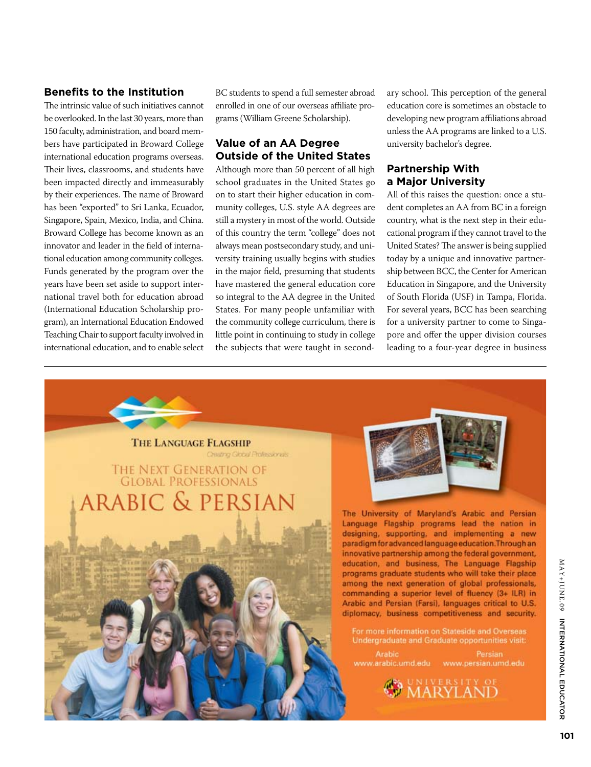## Benefits to the Institution

The intrinsic value of such initiatives cannot be overlooked. In the last 30 years, more than 150 faculty, administration, and board members have participated in Broward College international education programs overseas. Their lives, classrooms, and students have been impacted directly and immeasurably by their experiences. The name of Broward has been "exported" to Sri Lanka, Ecuador, Singapore, Spain, Mexico, India, and China. Broward College has become known as an innovator and leader in the field of international education among community colleges. Funds generated by the program over the years have been set aside to support international travel both for education abroad (International Education Scholarship program), an International Education Endowed Teaching Chair to support faculty involved in international education, and to enable select BC students to spend a full semester abroad enrolled in one of our overseas affiliate programs (William Greene Scholarship).

## Value of an AA Degree Outside of the United States

Although more than 50 percent of all high school graduates in the United States go on to start their higher education in community colleges, U.S. style AA degrees are still a mystery in most of the world. Outside of this country the term "college" does not always mean postsecondary study, and university training usually begins with studies in the major field, presuming that students have mastered the general education core so integral to the AA degree in the United States. For many people unfamiliar with the community college curriculum, there is little point in continuing to study in college the subjects that were taught in secondary school. This perception of the general education core is sometimes an obstacle to developing new program affiliations abroad unless the AA programs are linked to a U.S. university bachelor's degree.

## Partnership With a Major University

All of this raises the question: once a student completes an AA from BC in a foreign country, what is the next step in their educational program if they cannot travel to the United States? The answer is being supplied today by a unique and innovative partnership between BCC, the Center for American Education in Singapore, and the University of South Florida (USF) in Tampa, Florida. For several years, BCC has been searching for a university partner to come to Singapore and offer the upper division courses leading to a four-year degree in business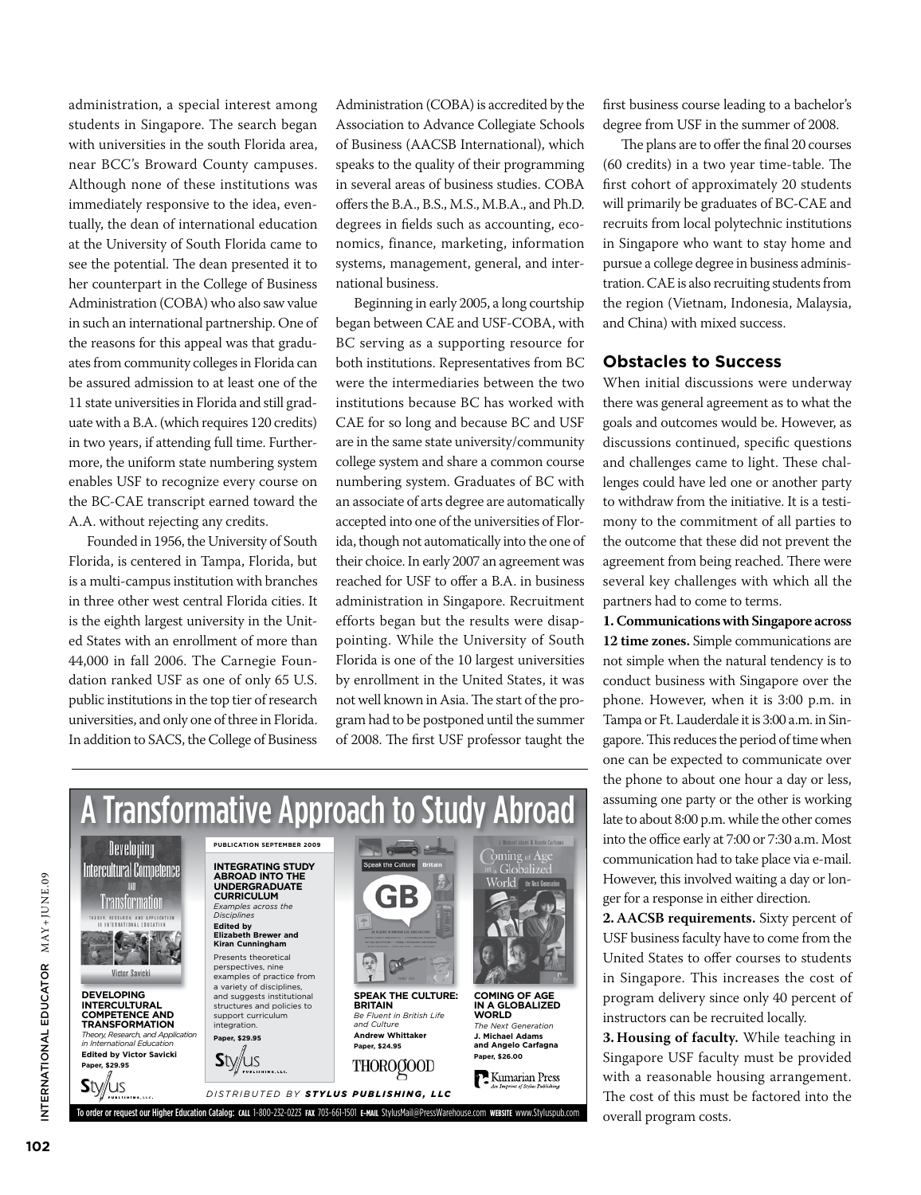administration, a special interest among students in Singapore. The search began with universities in the south Florida area, near BCC's Broward County campuses. Although none of these institutions was immediately responsive to the idea, eventually, the dean of international education at the University of South Florida came to see the potential. The dean presented it to her counterpart in the College of Business Administration (COBA) who also saw value in such an international partnership. One of the reasons for this appeal was that graduates from community colleges in Florida can be assured admission to at least one of the 11 state universities in Florida and still graduate with a B.A. (which requires 120 credits) in two years, if attending full time. Furthermore, the uniform state numbering system enables USF to recognize every course on the BC-CAE transcript earned toward the A.A. without rejecting any credits.

Founded in 1956, the University of South Florida, is centered in Tampa, Florida, but is a multi-campus institution with branches in three other west central Florida cities. It is the eighth largest university in the United States with an enrollment of more than 44,000 in fall 2006. The Carnegie Foundation ranked USF as one of only 65 U.S. public institutions in the top tier of research universities, and only one of three in Florida. In addition to SACS, the College of Business Administration (COBA) is accredited by the Association to Advance Collegiate Schools of Business (AACSB International), which speaks to the quality of their programming in several areas of business studies. COBA offers the B.A., B.S., M.S., M.B.A., and Ph.D. degrees in fields such as accounting, economics, finance, marketing, information systems, management, general, and international business.

Beginning in early 2005, a long courtship began between CAE and USF-COBA, with BC serving as a supporting resource for both institutions. Representatives from BC were the intermediaries between the two institutions because BC has worked with CAE for so long and because BC and USF are in the same state university/community college system and share a common course numbering system. Graduates of BC with an associate of arts degree are automatically accepted into one of the universities of Florida, though not automatically into the one of their choice. In early 2007 an agreement was reached for USF to offer a B.A. in business administration in Singapore. Recruitment efforts began but the results were disappointing. While the University of South Florida is one of the 10 largest universities by enrollment in the United States, it was not well known in Asia. The start of the program had to be postponed until the summer of 2008. The first USF professor taught the first business course leading to a bachelor's degree from USF in the summer of 2008.

The plans are to offer the final 20 courses (60 credits) in a two year time-table. The first cohort of approximately 20 students will primarily be graduates of BC-CAE and recruits from local polytechnic institutions in Singapore who want to stay home and pursue a college degree in business administration. CAE is also recruiting students from the region (Vietnam, Indonesia, Malaysia, and China) with mixed success.

## Obstacles to Success

When initial discussions were underway there was general agreement as to what the goals and outcomes would be. However, as discussions continued, specific questions and challenges came to light. These challenges could have led one or another party to withdraw from the initiative. It is a testimony to the commitment of all parties to the outcome that these did not prevent the agreement from being reached. There were several key challenges with which all the partners had to come to terms.

**1. Communications with Singapore across 12 time zones.** Simple communications are not simple when the natural tendency is to conduct business with Singapore over the phone. However, when it is 3:00 p.m. in Tampa or Ft. Lauderdale it is 3:00 a.m. in Singapore. This reduces the period of time when one can be expected to communicate over the phone to about one hour a day or less, assuming one party or the other is working late to about 8:00 p.m. while the other comes into the office early at 7:00 or 7:30 a.m. Most communication had to take place via e-mail. However, this involved waiting a day or longer for a response in either direction.

**2. AACSB requirements.** Sixty percent of USF business faculty have to come from the United States to offer courses to students in Singapore. This increases the cost of program delivery since only 40 percent of instructors can be recruited locally.

**3. Housing of faculty.** While teaching in Singapore USF faculty must be provided with a reasonable housing arrangement. The cost of this must be factored into the overall program costs.

# A Transformative Approach to Study Abroad

**DEVELOPING INTERCULTURAL COMPETENCE AND TRANSFORMATION**
*Theory, Research, and Application in International Education*
**Edited by Victor Savicki**
**Paper, $29.95**

**PUBLICATION SEPTEMBER 2009**

**INTEGRATING STUDY ABROAD INTO THE UNDERGRADUATE CURRICULUM**
*Examples across the Disciplines*
**Edited by Elizabeth Brewer and Kiran Cunningham**
Presents theoretical perspectives, nine examples of practice from a variety of disciplines, and suggests institutional structures and policies to support curriculum integration.
**Paper, $29.95**

**SPEAK THE CULTURE: BRITAIN**
*Be Fluent in British Life and Culture*
**Andrew Whittaker**
**Paper, $24.95**

**COMING OF AGE IN A GLOBALIZED WORLD**
*The Next Generation*
**J. Michael Adams and Angelo Carfagna**
**Paper, $26.00**

*DISTRIBUTED BY* ***STYLUS PUBLISHING, LLC***

To order or request our Higher Education Catalog: **CALL** 1-800-232-0223 **FAX** 703-661-1501 **E-MAIL** StylusMail@PressWarehouse.com **WEBSITE** www.Styluspub.com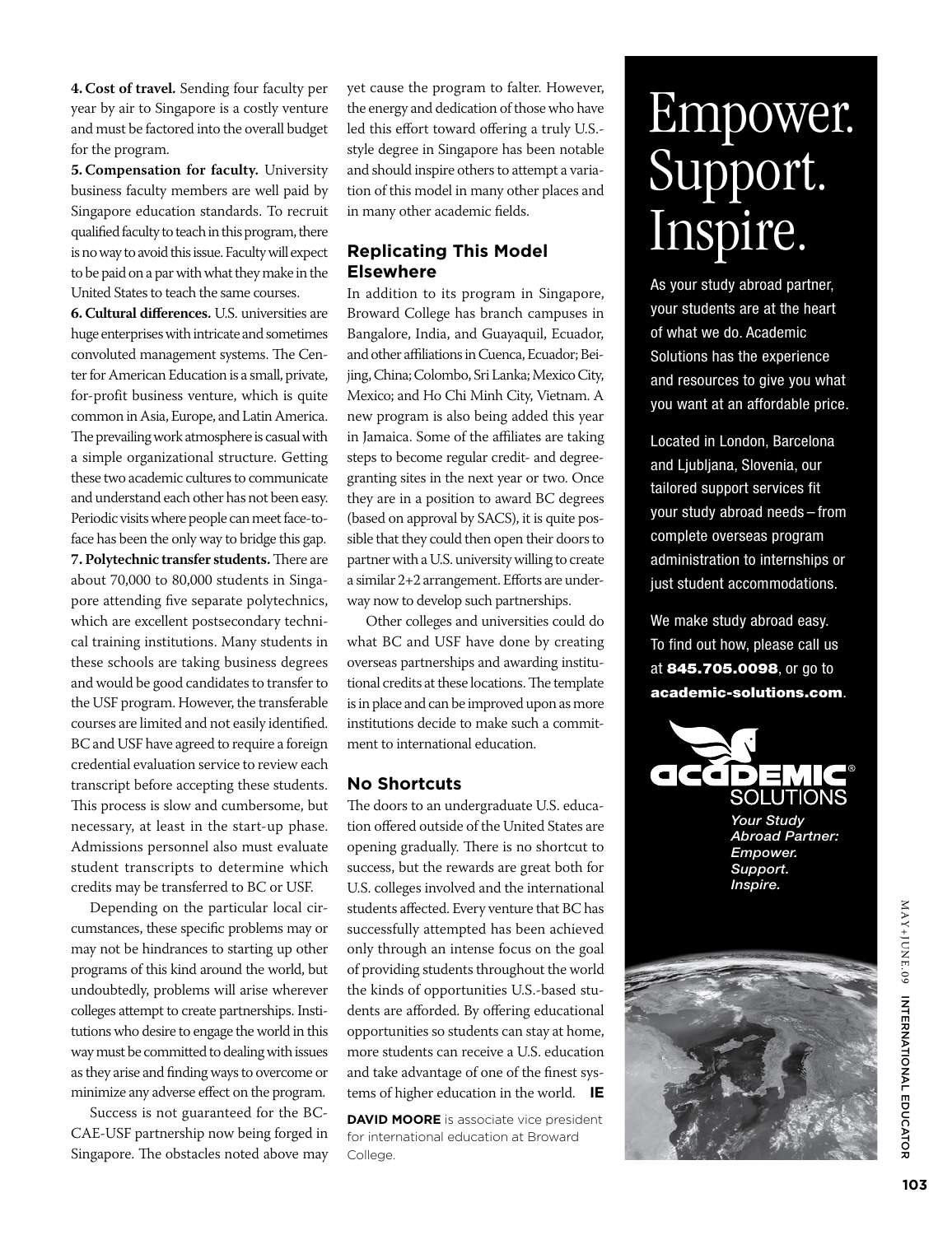**4. Cost of travel.** Sending four faculty per year by air to Singapore is a costly venture and must be factored into the overall budget for the program.

**5. Compensation for faculty.** University business faculty members are well paid by Singapore education standards. To recruit qualified faculty to teach in this program, there is no way to avoid this issue. Faculty will expect to be paid on a par with what they make in the United States to teach the same courses.

**6. Cultural differences.** U.S. universities are huge enterprises with intricate and sometimes convoluted management systems. The Center for American Education is a small, private, for-profit business venture, which is quite common in Asia, Europe, and Latin America. The prevailing work atmosphere is casual with a simple organizational structure. Getting these two academic cultures to communicate and understand each other has not been easy. Periodic visits where people can meet face-to-face has been the only way to bridge this gap.

**7. Polytechnic transfer students.** There are about 70,000 to 80,000 students in Singapore attending five separate polytechnics, which are excellent postsecondary technical training institutions. Many students in these schools are taking business degrees and would be good candidates to transfer to the USF program. However, the transferable courses are limited and not easily identified. BC and USF have agreed to require a foreign credential evaluation service to review each transcript before accepting these students. This process is slow and cumbersome, but necessary, at least in the start-up phase. Admissions personnel also must evaluate student transcripts to determine which credits may be transferred to BC or USF.

Depending on the particular local circumstances, these specific problems may or may not be hindrances to starting up other programs of this kind around the world, but undoubtedly, problems will arise wherever colleges attempt to create partnerships. Institutions who desire to engage the world in this way must be committed to dealing with issues as they arise and finding ways to overcome or minimize any adverse effect on the program.

Success is not guaranteed for the BC-CAE-USF partnership now being forged in Singapore. The obstacles noted above may yet cause the program to falter. However, the energy and dedication of those who have led this effort toward offering a truly U.S.-style degree in Singapore has been notable and should inspire others to attempt a variation of this model in many other places and in many other academic fields.

## Replicating This Model Elsewhere

In addition to its program in Singapore, Broward College has branch campuses in Bangalore, India, and Guayaquil, Ecuador, and other affiliations in Cuenca, Ecuador; Beijing, China; Colombo, Sri Lanka; Mexico City, Mexico; and Ho Chi Minh City, Vietnam. A new program is also being added this year in Jamaica. Some of the affiliates are taking steps to become regular credit- and degree-granting sites in the next year or two. Once they are in a position to award BC degrees (based on approval by SACS), it is quite possible that they could then open their doors to partner with a U.S. university willing to create a similar 2+2 arrangement. Efforts are underway now to develop such partnerships.

Other colleges and universities could do what BC and USF have done by creating overseas partnerships and awarding institutional credits at these locations. The template is in place and can be improved upon as more institutions decide to make such a commitment to international education.

## No Shortcuts

The doors to an undergraduate U.S. education offered outside of the United States are opening gradually. There is no shortcut to success, but the rewards are great both for U.S. colleges involved and the international students affected. Every venture that BC has successfully attempted has been achieved only through an intense focus on the goal of providing students throughout the world the kinds of opportunities U.S.-based students are afforded. By offering educational opportunities so students can stay at home, more students can receive a U.S. education and take advantage of one of the finest systems of higher education in the world. **IE**

**DAVID MOORE** is associate vice president for international education at Broward College.

# Empower. Support. Inspire.

As your study abroad partner, your students are at the heart of what we do. Academic Solutions has the experience and resources to give you what you want at an affordable price.

Located in London, Barcelona and Ljubljana, Slovenia, our tailored support services fit your study abroad needs – from complete overseas program administration to internships or just student accommodations.

We make study abroad easy. To find out how, please call us at **845.705.0098**, or go to **academic-solutions.com**.

ACADEMIC® SOLUTIONS

*Your Study Abroad Partner: Empower. Support. Inspire.*